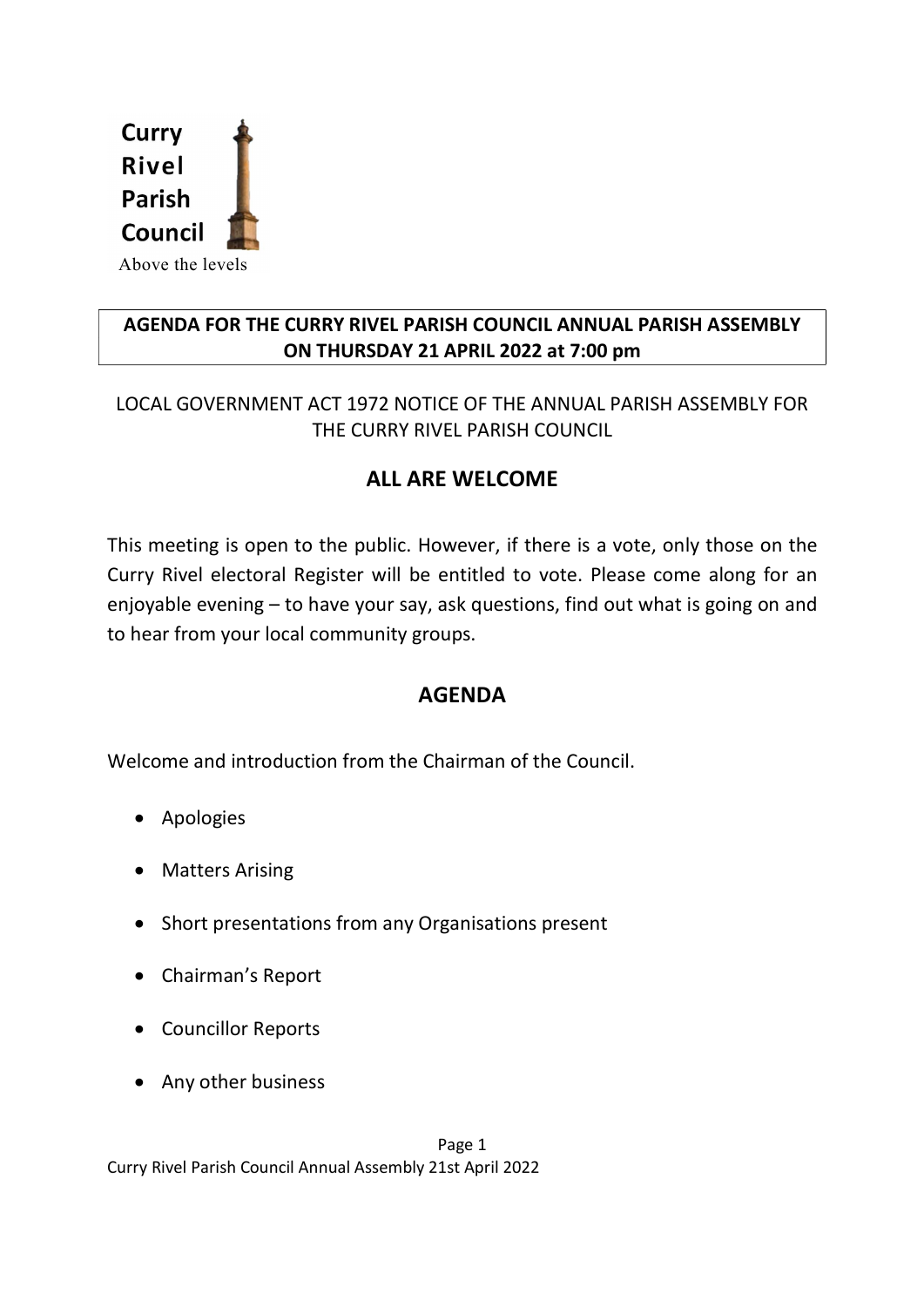Curry Rivel Parish Council

Above the levels

**AGENDA FOR THE CURRY RIVEL PARISH COUNCIL ANNUAL PARISH ASSEMBLY ON THURSDAY 21 APRIL 2022 at 7:00 pm**

LOCAL GOVERNMENT ACT 1972 NOTICE OF THE ANNUAL PARISH ASSEMBLY FOR THE CURRY RIVEL PARISH COUNCIL

## ALL ARE WELCOME

This meeting is open to the public. However, if there is a vote, only those on the Curry Rivel electoral Register will be entitled to vote. Please come along for an enjoyable evening – to have your say, ask questions, find out what is going on and to hear from your local community groups.

## AGENDA

Welcome and introduction from the Chairman of the Council.

- Apologies
- Matters Arising
- Short presentations from any Organisations present
- Chairman's Report
- Councillor Reports
- Any other business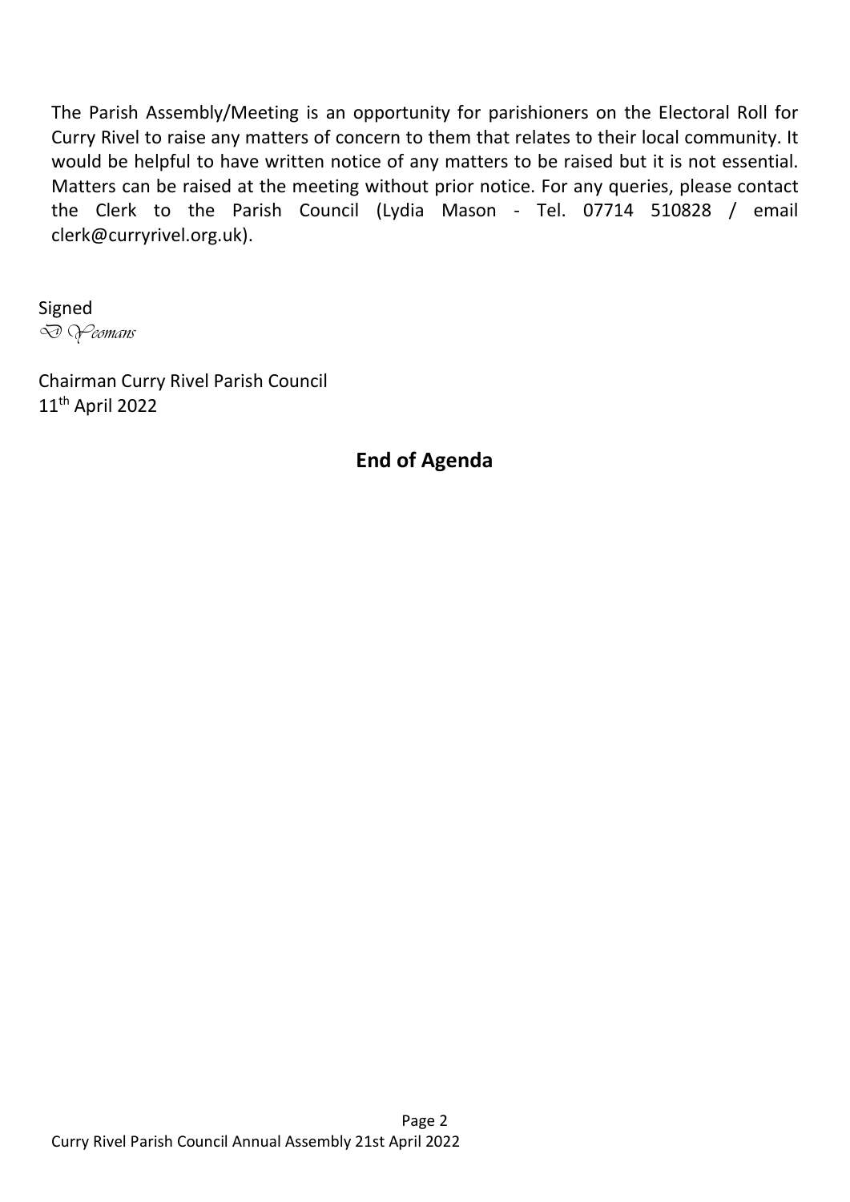The Parish Assembly/Meeting is an opportunity for parishioners on the Electoral Roll for Curry Rivel to raise any matters of concern to them that relates to their local community. It would be helpful to have written notice of any matters to be raised but it is not essential. Matters can be raised at the meeting without prior notice. For any queries, please contact the Clerk to the Parish Council (Lydia Mason - Tel. 07714 510828 / email clerk@curryrivel.org.uk).

Signed
*D Yeomans*

Chairman Curry Rivel Parish Council
11th April 2022

## End of Agenda